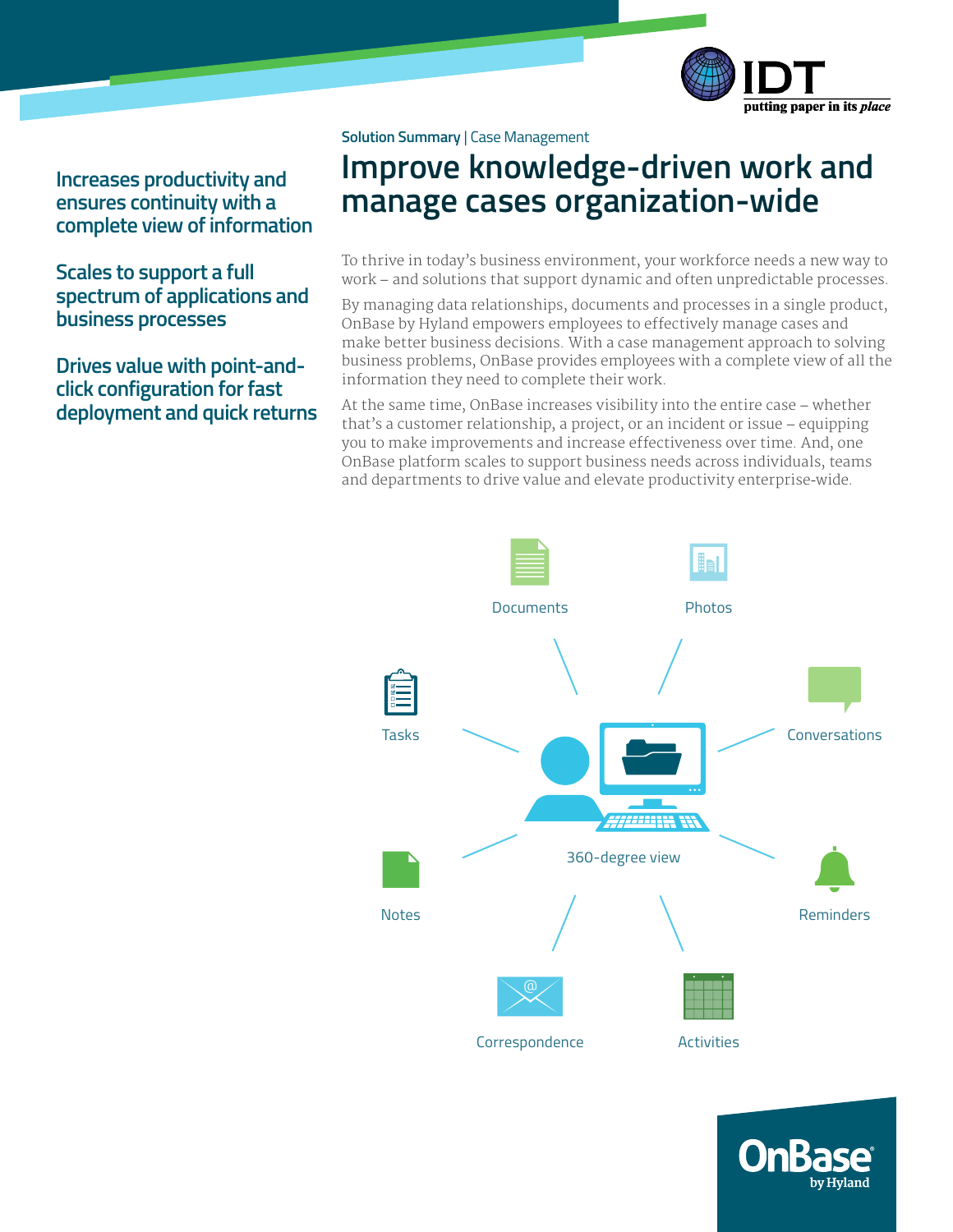**Solution Summary** | Case Management

# Improve knowledge-driven work and manage cases organization-wide

## Increases productivity and ensures continuity with a complete view of information

## Scales to support a full spectrum of applications and business processes

## Drives value with point-and-click configuration for fast deployment and quick returns

To thrive in today's business environment, your workforce needs a new way to work – and solutions that support dynamic and often unpredictable processes.

By managing data relationships, documents and processes in a single product, OnBase by Hyland empowers employees to effectively manage cases and make better business decisions. With a case management approach to solving business problems, OnBase provides employees with a complete view of all the information they need to complete their work.

At the same time, OnBase increases visibility into the entire case – whether that's a customer relationship, a project, or an incident or issue – equipping you to make improvements and increase effectiveness over time. And, one OnBase platform scales to support business needs across individuals, teams and departments to drive value and elevate productivity enterprise-wide.

Documents

Photos

Tasks

Conversations

360-degree view

Notes

Reminders

Correspondence

Activities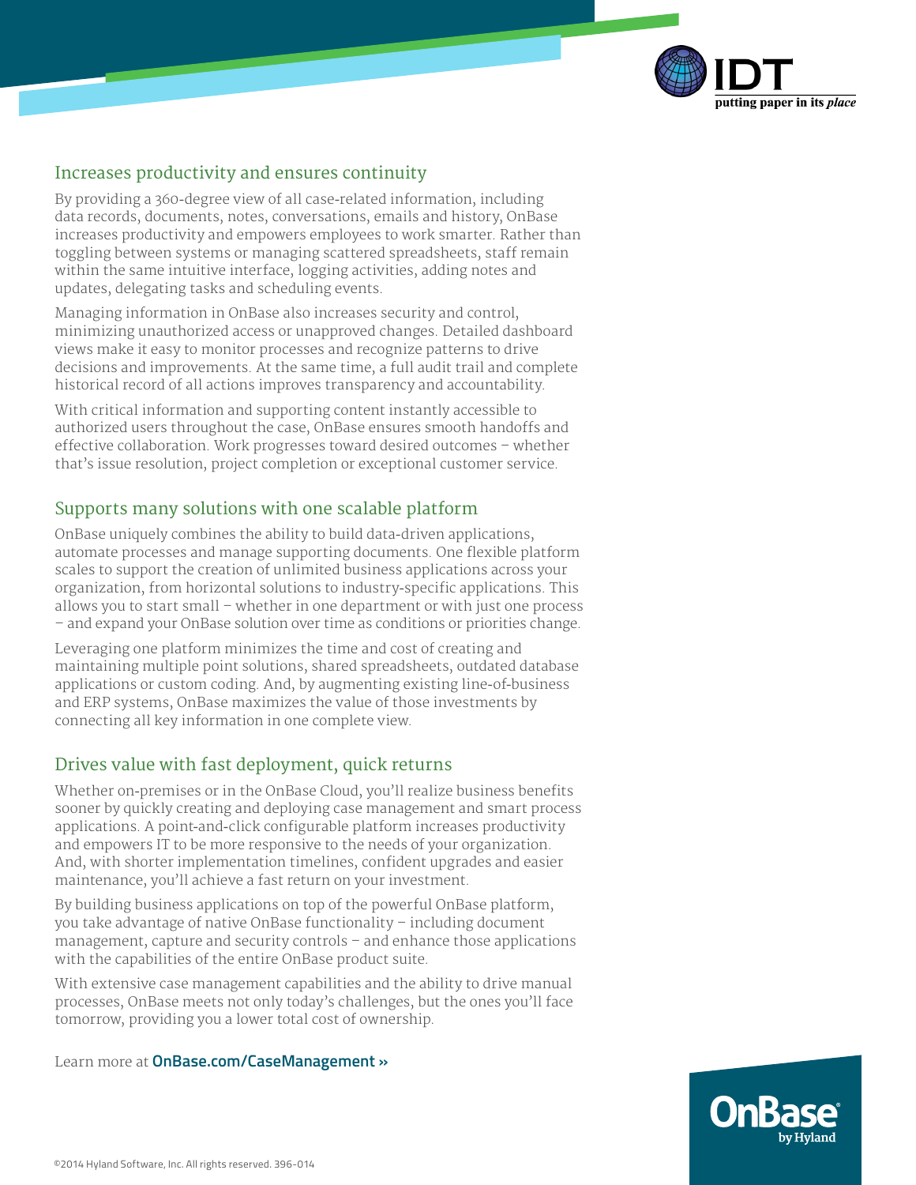## Increases productivity and ensures continuity

By providing a 360-degree view of all case-related information, including data records, documents, notes, conversations, emails and history, OnBase increases productivity and empowers employees to work smarter. Rather than toggling between systems or managing scattered spreadsheets, staff remain within the same intuitive interface, logging activities, adding notes and updates, delegating tasks and scheduling events.

Managing information in OnBase also increases security and control, minimizing unauthorized access or unapproved changes. Detailed dashboard views make it easy to monitor processes and recognize patterns to drive decisions and improvements. At the same time, a full audit trail and complete historical record of all actions improves transparency and accountability.

With critical information and supporting content instantly accessible to authorized users throughout the case, OnBase ensures smooth handoffs and effective collaboration. Work progresses toward desired outcomes – whether that's issue resolution, project completion or exceptional customer service.

## Supports many solutions with one scalable platform

OnBase uniquely combines the ability to build data-driven applications, automate processes and manage supporting documents. One flexible platform scales to support the creation of unlimited business applications across your organization, from horizontal solutions to industry-specific applications. This allows you to start small – whether in one department or with just one process – and expand your OnBase solution over time as conditions or priorities change.

Leveraging one platform minimizes the time and cost of creating and maintaining multiple point solutions, shared spreadsheets, outdated database applications or custom coding. And, by augmenting existing line-of-business and ERP systems, OnBase maximizes the value of those investments by connecting all key information in one complete view.

## Drives value with fast deployment, quick returns

Whether on-premises or in the OnBase Cloud, you'll realize business benefits sooner by quickly creating and deploying case management and smart process applications. A point-and-click configurable platform increases productivity and empowers IT to be more responsive to the needs of your organization. And, with shorter implementation timelines, confident upgrades and easier maintenance, you'll achieve a fast return on your investment.

By building business applications on top of the powerful OnBase platform, you take advantage of native OnBase functionality – including document management, capture and security controls – and enhance those applications with the capabilities of the entire OnBase product suite.

With extensive case management capabilities and the ability to drive manual processes, OnBase meets not only today's challenges, but the ones you'll face tomorrow, providing you a lower total cost of ownership.

Learn more at **OnBase.com/CaseManagement »**

©2014 Hyland Software, Inc. All rights reserved. 396-014